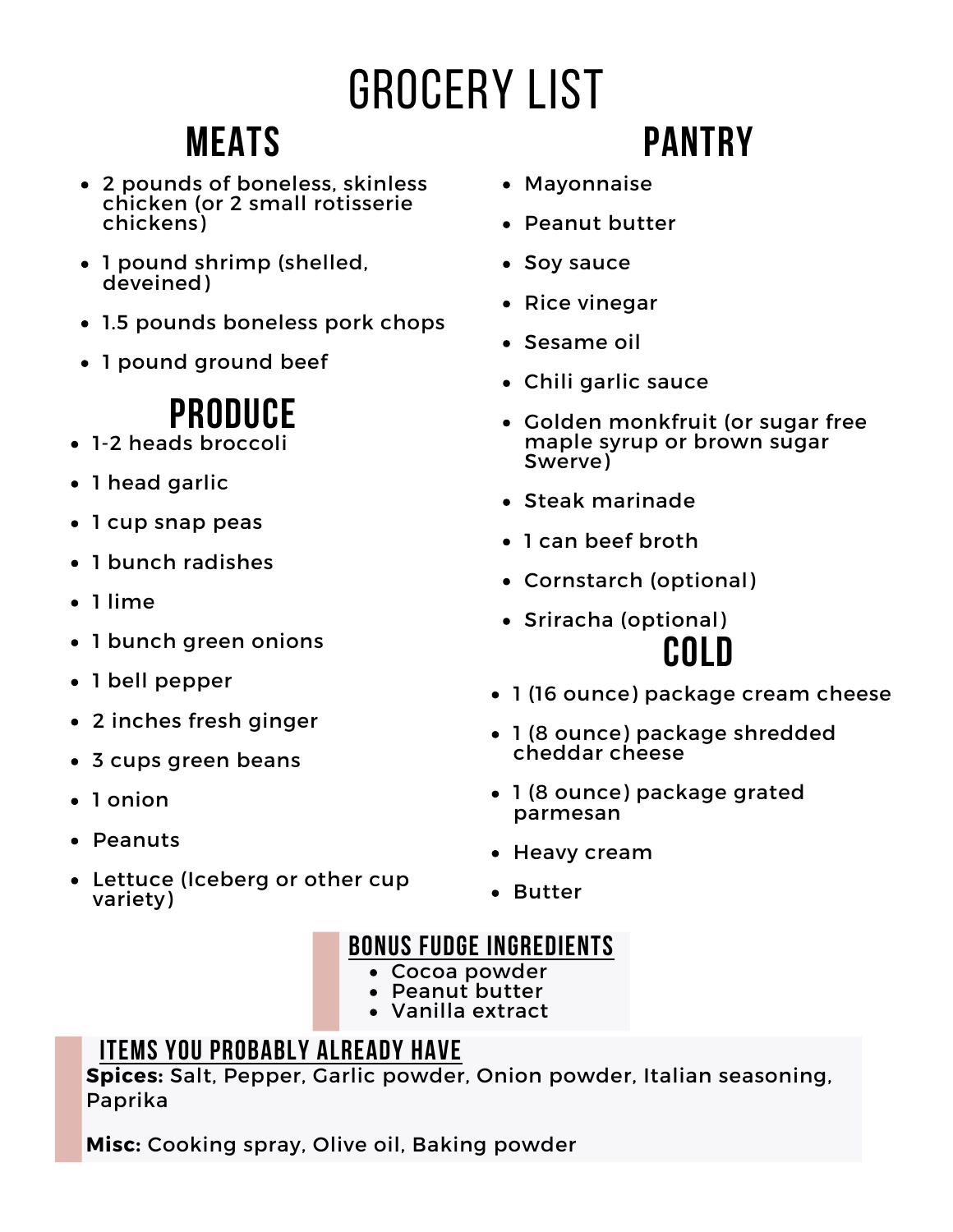# GROCERY LIST

## MEATS

- 2 pounds of boneless, skinless chicken (or 2 small rotisserie chickens)
- 1 pound shrimp (shelled, deveined)
- 1.5 pounds boneless pork chops
- 1 pound ground beef

## PRODUCE

- 1-2 heads broccoli
- 1 head garlic
- 1 cup snap peas
- 1 bunch radishes
- 1 lime
- 1 bunch green onions
- 1 bell pepper
- 2 inches fresh ginger
- 3 cups green beans
- 1 onion
- Peanuts
- Lettuce (Iceberg or other cup variety)

## PANTRY

- Mayonnaise
- Peanut butter
- Soy sauce
- Rice vinegar
- Sesame oil
- Chili garlic sauce
- Golden monkfruit (or sugar free maple syrup or brown sugar Swerve)
- Steak marinade
- 1 can beef broth
- Cornstarch (optional)
- Sriracha (optional)

## COLD

- 1 (16 ounce) package cream cheese
- 1 (8 ounce) package shredded cheddar cheese
- 1 (8 ounce) package grated parmesan
- Heavy cream
- Butter

### BONUS FUDGE INGREDIENTS

- Cocoa powder
- Peanut butter
- Vanilla extract

### ITEMS YOU PROBABLY ALREADY HAVE

**Spices:** Salt, Pepper, Garlic powder, Onion powder, Italian seasoning, Paprika

**Misc:** Cooking spray, Olive oil, Baking powder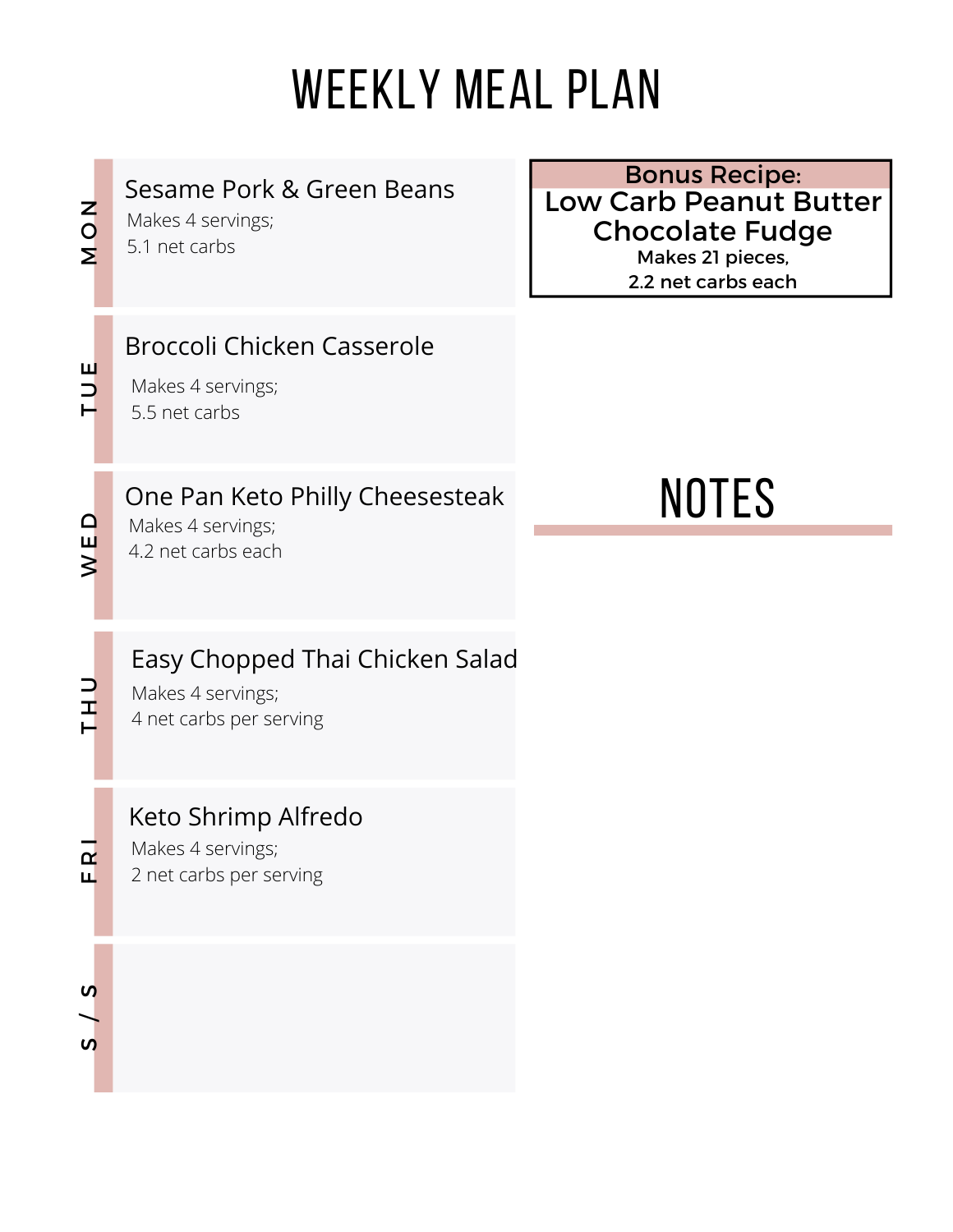# WEEKLY MEAL PLAN

**MON**

### Sesame Pork & Green Beans

Makes 4 servings;
5.1 net carbs

**TUE**

### Broccoli Chicken Casserole

Makes 4 servings;
5.5 net carbs

**WED**

### One Pan Keto Philly Cheesesteak

Makes 4 servings;
4.2 net carbs each

**THU**

### Easy Chopped Thai Chicken Salad

Makes 4 servings;
4 net carbs per serving

**FRI**

### Keto Shrimp Alfredo

Makes 4 servings;
2 net carbs per serving

**S / S**

**Bonus Recipe:**

### Low Carb Peanut Butter Chocolate Fudge

**Makes 21 pieces,**
**2.2 net carbs each**

## NOTES